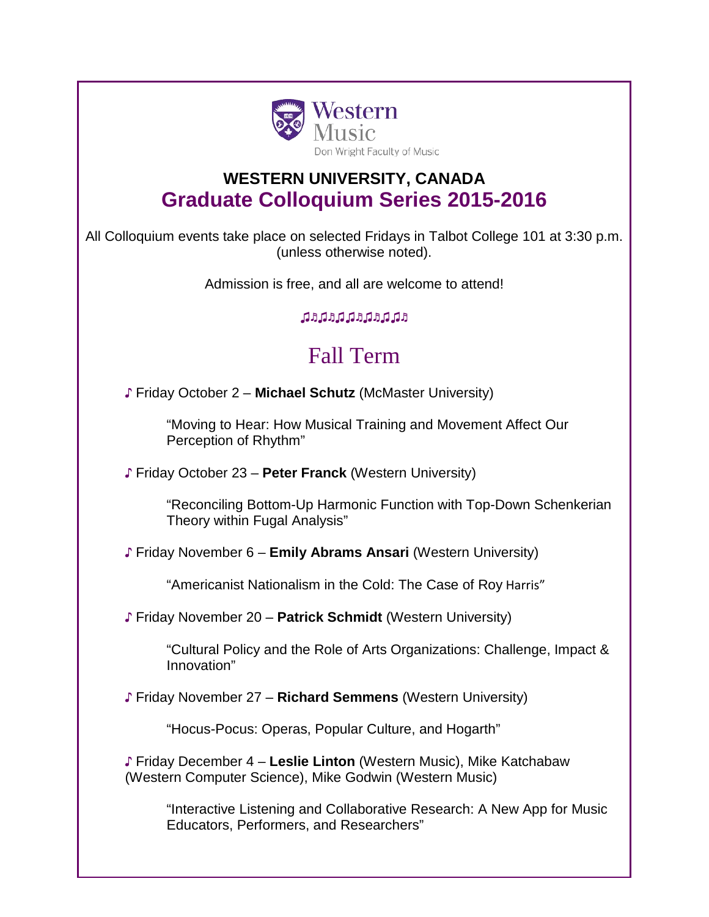Western Music

Don Wright Faculty of Music

# WESTERN UNIVERSITY, CANADA
# Graduate Colloquium Series 2015-2016

All Colloquium events take place on selected Fridays in Talbot College 101 at 3:30 p.m. (unless otherwise noted).

Admission is free, and all are welcome to attend!

♫♬♫♬♫♫♬♫♬♫♫♬

## Fall Term

♪ Friday October 2 – **Michael Schutz** (McMaster University)

> "Moving to Hear: How Musical Training and Movement Affect Our Perception of Rhythm"

♪ Friday October 23 – **Peter Franck** (Western University)

> "Reconciling Bottom-Up Harmonic Function with Top-Down Schenkerian Theory within Fugal Analysis"

♪ Friday November 6 – **Emily Abrams Ansari** (Western University)

> "Americanist Nationalism in the Cold: The Case of Roy Harris"

♪ Friday November 20 – **Patrick Schmidt** (Western University)

> "Cultural Policy and the Role of Arts Organizations: Challenge, Impact & Innovation"

♪ Friday November 27 – **Richard Semmens** (Western University)

> "Hocus-Pocus: Operas, Popular Culture, and Hogarth"

♪ Friday December 4 – **Leslie Linton** (Western Music), Mike Katchabaw (Western Computer Science), Mike Godwin (Western Music)

> "Interactive Listening and Collaborative Research: A New App for Music Educators, Performers, and Researchers"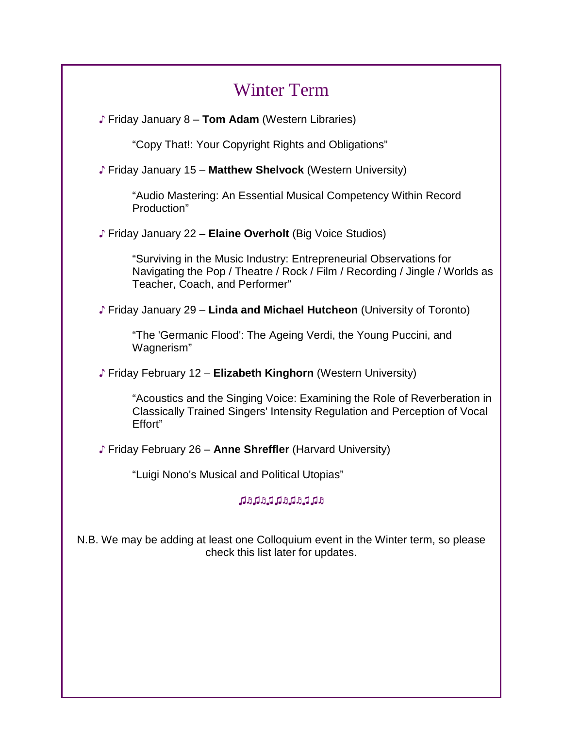# Winter Term

♪ Friday January 8 – **Tom Adam** (Western Libraries)

> “Copy That!: Your Copyright Rights and Obligations”

♪ Friday January 15 – **Matthew Shelvock** (Western University)

> “Audio Mastering: An Essential Musical Competency Within Record Production”

♪ Friday January 22 – **Elaine Overholt** (Big Voice Studios)

> “Surviving in the Music Industry: Entrepreneurial Observations for Navigating the Pop / Theatre / Rock / Film / Recording / Jingle / Worlds as Teacher, Coach, and Performer”

♪ Friday January 29 – **Linda and Michael Hutcheon** (University of Toronto)

> “The 'Germanic Flood': The Ageing Verdi, the Young Puccini, and Wagnerism”

♪ Friday February 12 – **Elizabeth Kinghorn** (Western University)

> “Acoustics and the Singing Voice: Examining the Role of Reverberation in Classically Trained Singers' Intensity Regulation and Perception of Vocal Effort”

♪ Friday February 26 – **Anne Shreffler** (Harvard University)

> “Luigi Nono's Musical and Political Utopias”

♫♬♫♬♫♫♬♫♬♫♫♬

N.B. We may be adding at least one Colloquium event in the Winter term, so please check this list later for updates.